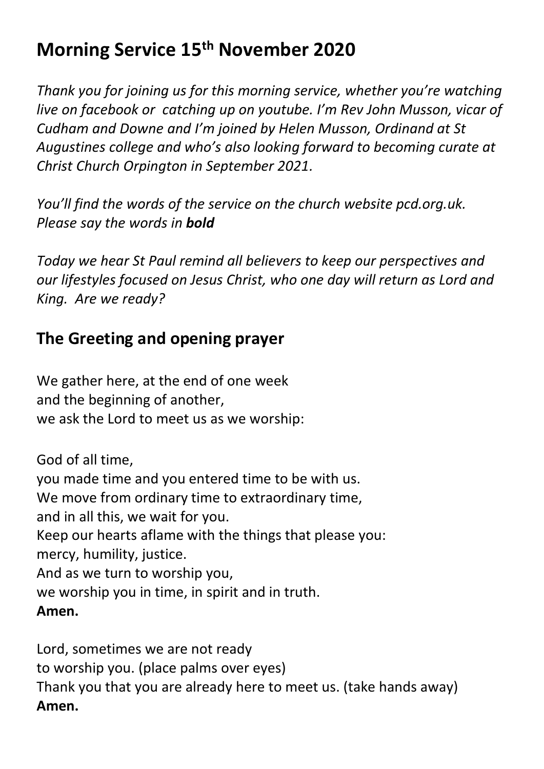# Morning Service 15th November 2020

*Thank you for joining us for this morning service, whether you're watching live on facebook or  catching up on youtube. I'm Rev John Musson, vicar of Cudham and Downe and I'm joined by Helen Musson, Ordinand at St Augustines college and who's also looking forward to becoming curate at Christ Church Orpington in September 2021.*

*You'll find the words of the service on the church website pcd.org.uk. Please say the words in **bold***

*Today we hear St Paul remind all believers to keep our perspectives and our lifestyles focused on Jesus Christ, who one day will return as Lord and King.  Are we ready?*

## The Greeting and opening prayer

We gather here, at the end of one week
and the beginning of another,
we ask the Lord to meet us as we worship:

God of all time,
you made time and you entered time to be with us.
We move from ordinary time to extraordinary time,
and in all this, we wait for you.
Keep our hearts aflame with the things that please you:
mercy, humility, justice.
And as we turn to worship you,
we worship you in time, in spirit and in truth.
**Amen.**

Lord, sometimes we are not ready
to worship you. (place palms over eyes)
Thank you that you are already here to meet us. (take hands away)
**Amen.**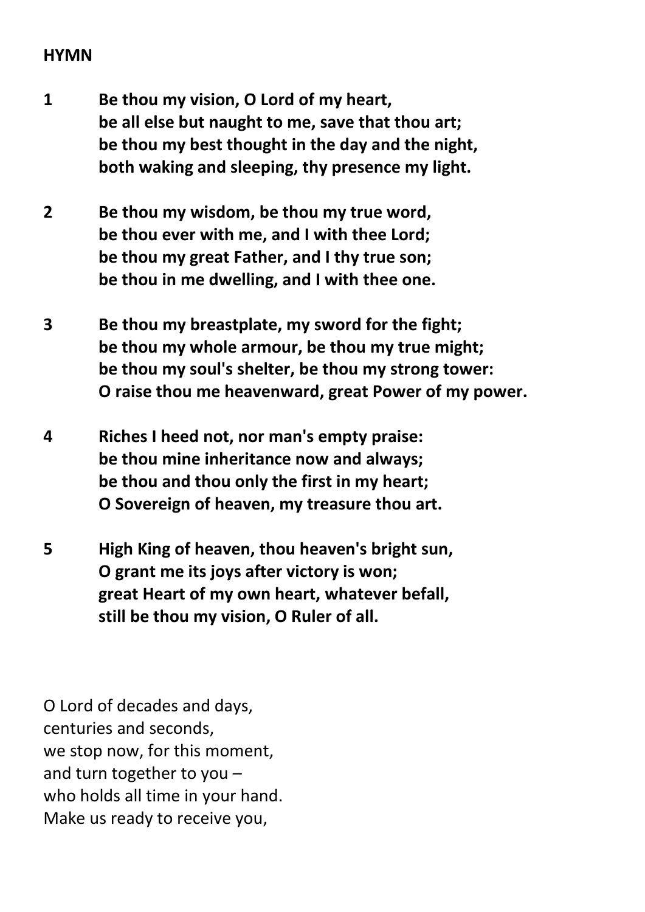**HYMN**

**1 Be thou my vision, O Lord of my heart,**
**be all else but naught to me, save that thou art;**
**be thou my best thought in the day and the night,**
**both waking and sleeping, thy presence my light.**

**2 Be thou my wisdom, be thou my true word,**
**be thou ever with me, and I with thee Lord;**
**be thou my great Father, and I thy true son;**
**be thou in me dwelling, and I with thee one.**

**3 Be thou my breastplate, my sword for the fight;**
**be thou my whole armour, be thou my true might;**
**be thou my soul's shelter, be thou my strong tower:**
**O raise thou me heavenward, great Power of my power.**

**4 Riches I heed not, nor man's empty praise:**
**be thou mine inheritance now and always;**
**be thou and thou only the first in my heart;**
**O Sovereign of heaven, my treasure thou art.**

**5 High King of heaven, thou heaven's bright sun,**
**O grant me its joys after victory is won;**
**great Heart of my own heart, whatever befall,**
**still be thou my vision, O Ruler of all.**

O Lord of decades and days,
centuries and seconds,
we stop now, for this moment,
and turn together to you –
who holds all time in your hand.
Make us ready to receive you,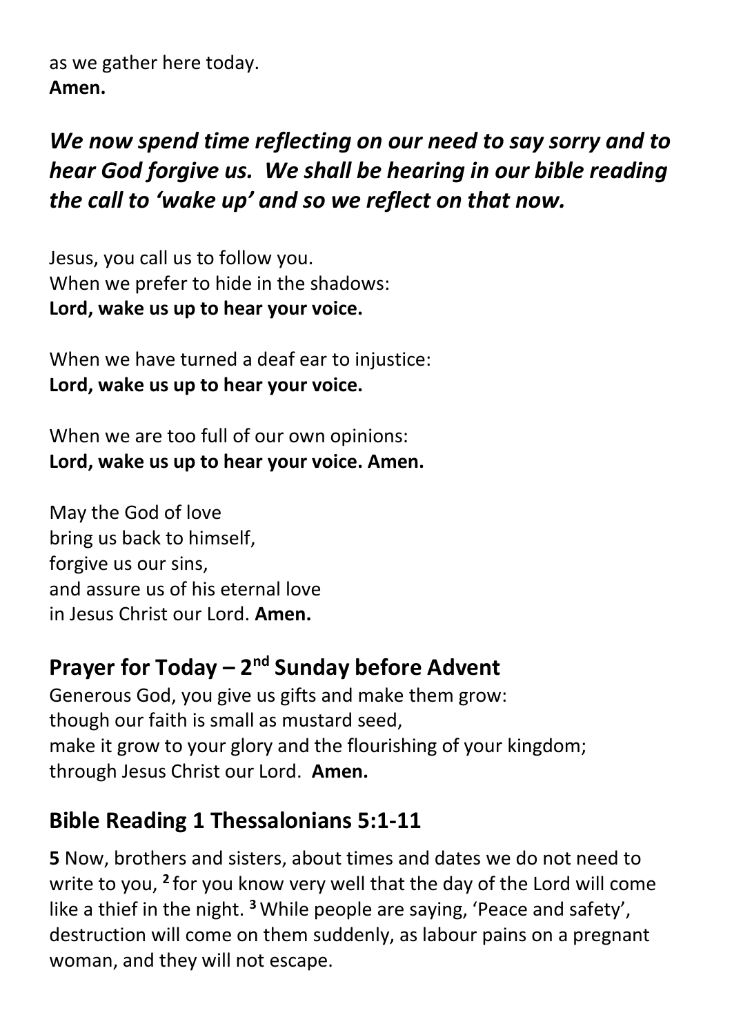as we gather here today.
**Amen.**

***We now spend time reflecting on our need to say sorry and to hear God forgive us. We shall be hearing in our bible reading the call to 'wake up' and so we reflect on that now.***

Jesus, you call us to follow you.
When we prefer to hide in the shadows:
**Lord, wake us up to hear your voice.**

When we have turned a deaf ear to injustice:
**Lord, wake us up to hear your voice.**

When we are too full of our own opinions:
**Lord, wake us up to hear your voice. Amen.**

May the God of love
bring us back to himself,
forgive us our sins,
and assure us of his eternal love
in Jesus Christ our Lord. **Amen.**

## Prayer for Today – 2nd Sunday before Advent

Generous God, you give us gifts and make them grow:
though our faith is small as mustard seed,
make it grow to your glory and the flourishing of your kingdom;
through Jesus Christ our Lord. **Amen.**

## Bible Reading 1 Thessalonians 5:1-11

**5** Now, brothers and sisters, about times and dates we do not need to write to you, **2** for you know very well that the day of the Lord will come like a thief in the night. **3** While people are saying, 'Peace and safety', destruction will come on them suddenly, as labour pains on a pregnant woman, and they will not escape.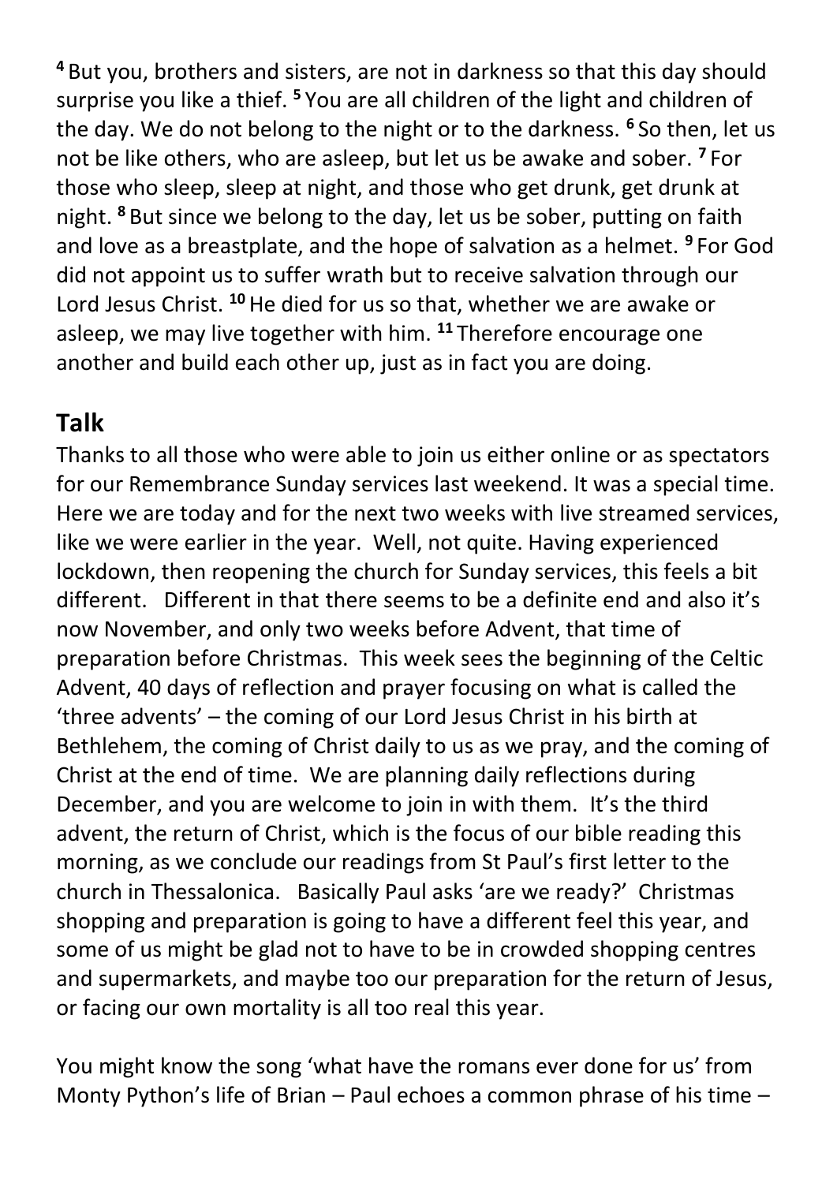[4] But you, brothers and sisters, are not in darkness so that this day should surprise you like a thief. [5] You are all children of the light and children of the day. We do not belong to the night or to the darkness. [6] So then, let us not be like others, who are asleep, but let us be awake and sober. [7] For those who sleep, sleep at night, and those who get drunk, get drunk at night. [8] But since we belong to the day, let us be sober, putting on faith and love as a breastplate, and the hope of salvation as a helmet. [9] For God did not appoint us to suffer wrath but to receive salvation through our Lord Jesus Christ. [10] He died for us so that, whether we are awake or asleep, we may live together with him. [11] Therefore encourage one another and build each other up, just as in fact you are doing.

## Talk

Thanks to all those who were able to join us either online or as spectators for our Remembrance Sunday services last weekend. It was a special time. Here we are today and for the next two weeks with live streamed services, like we were earlier in the year. Well, not quite. Having experienced lockdown, then reopening the church for Sunday services, this feels a bit different. Different in that there seems to be a definite end and also it's now November, and only two weeks before Advent, that time of preparation before Christmas. This week sees the beginning of the Celtic Advent, 40 days of reflection and prayer focusing on what is called the 'three advents' – the coming of our Lord Jesus Christ in his birth at Bethlehem, the coming of Christ daily to us as we pray, and the coming of Christ at the end of time. We are planning daily reflections during December, and you are welcome to join in with them. It's the third advent, the return of Christ, which is the focus of our bible reading this morning, as we conclude our readings from St Paul's first letter to the church in Thessalonica. Basically Paul asks 'are we ready?' Christmas shopping and preparation is going to have a different feel this year, and some of us might be glad not to have to be in crowded shopping centres and supermarkets, and maybe too our preparation for the return of Jesus, or facing our own mortality is all too real this year.

You might know the song 'what have the romans ever done for us' from Monty Python's life of Brian – Paul echoes a common phrase of his time –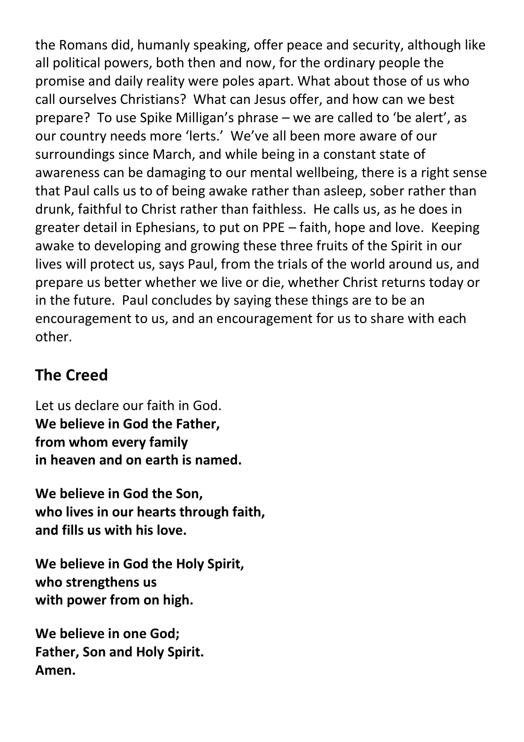the Romans did, humanly speaking, offer peace and security, although like all political powers, both then and now, for the ordinary people the promise and daily reality were poles apart. What about those of us who call ourselves Christians? What can Jesus offer, and how can we best prepare? To use Spike Milligan's phrase – we are called to 'be alert', as our country needs more 'lerts.' We've all been more aware of our surroundings since March, and while being in a constant state of awareness can be damaging to our mental wellbeing, there is a right sense that Paul calls us to of being awake rather than asleep, sober rather than drunk, faithful to Christ rather than faithless. He calls us, as he does in greater detail in Ephesians, to put on PPE – faith, hope and love. Keeping awake to developing and growing these three fruits of the Spirit in our lives will protect us, says Paul, from the trials of the world around us, and prepare us better whether we live or die, whether Christ returns today or in the future. Paul concludes by saying these things are to be an encouragement to us, and an encouragement for us to share with each other.

## The Creed

Let us declare our faith in God.
**We believe in God the Father,**
**from whom every family**
**in heaven and on earth is named.**

**We believe in God the Son,**
**who lives in our hearts through faith,**
**and fills us with his love.**

**We believe in God the Holy Spirit,**
**who strengthens us**
**with power from on high.**

**We believe in one God;**
**Father, Son and Holy Spirit.**
**Amen.**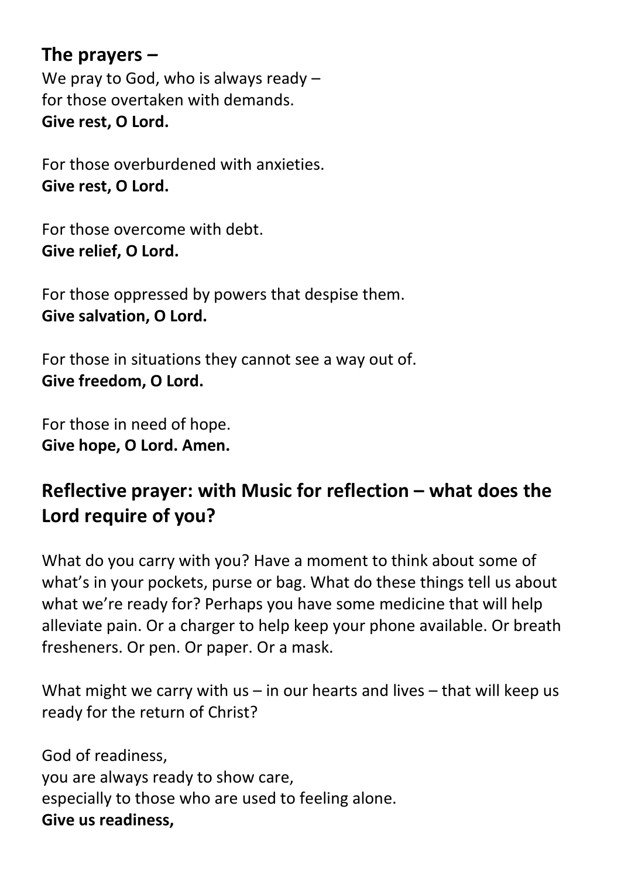**The prayers –**

We pray to God, who is always ready –
for those overtaken with demands.
**Give rest, O Lord.**

For those overburdened with anxieties.
**Give rest, O Lord.**

For those overcome with debt.
**Give relief, O Lord.**

For those oppressed by powers that despise them.
**Give salvation, O Lord.**

For those in situations they cannot see a way out of.
**Give freedom, O Lord.**

For those in need of hope.
**Give hope, O Lord. Amen.**

## Reflective prayer: with Music for reflection – what does the Lord require of you?

What do you carry with you? Have a moment to think about some of what's in your pockets, purse or bag. What do these things tell us about what we're ready for? Perhaps you have some medicine that will help alleviate pain. Or a charger to help keep your phone available. Or breath fresheners. Or pen. Or paper. Or a mask.

What might we carry with us – in our hearts and lives – that will keep us ready for the return of Christ?

God of readiness,
you are always ready to show care,
especially to those who are used to feeling alone.
**Give us readiness,**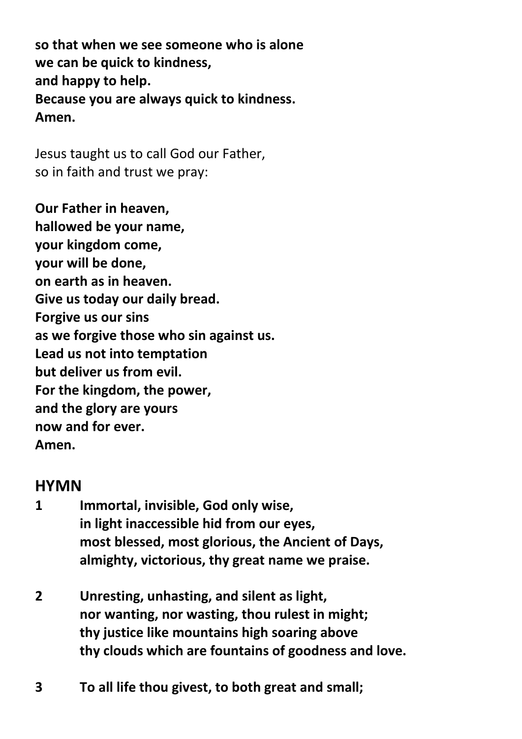**so that when we see someone who is alone**
**we can be quick to kindness,**
**and happy to help.**
**Because you are always quick to kindness.**
**Amen.**

Jesus taught us to call God our Father,
so in faith and trust we pray:

**Our Father in heaven,**
**hallowed be your name,**
**your kingdom come,**
**your will be done,**
**on earth as in heaven.**
**Give us today our daily bread.**
**Forgive us our sins**
**as we forgive those who sin against us.**
**Lead us not into temptation**
**but deliver us from evil.**
**For the kingdom, the power,**
**and the glory are yours**
**now and for ever.**
**Amen.**

## HYMN

**1** **Immortal, invisible, God only wise,**
**in light inaccessible hid from our eyes,**
**most blessed, most glorious, the Ancient of Days,**
**almighty, victorious, thy great name we praise.**

**2** **Unresting, unhasting, and silent as light,**
**nor wanting, nor wasting, thou rulest in might;**
**thy justice like mountains high soaring above**
**thy clouds which are fountains of goodness and love.**

**3** **To all life thou givest, to both great and small;**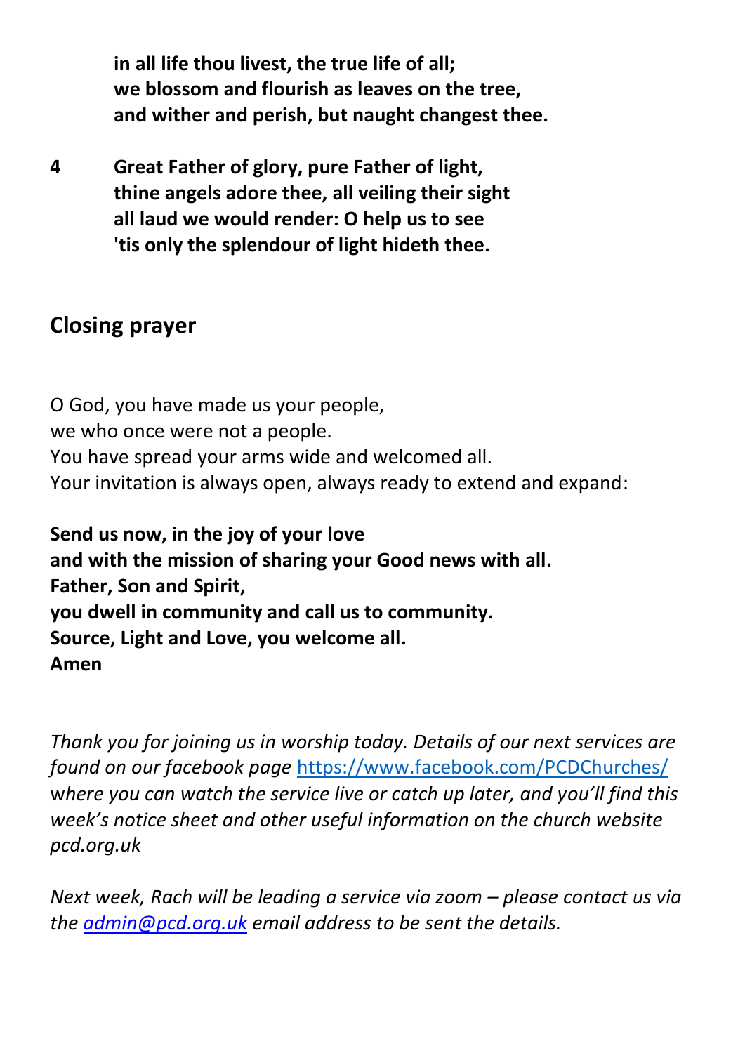**in all life thou livest, the true life of all;**
**we blossom and flourish as leaves on the tree,**
**and wither and perish, but naught changest thee.**

**4** **Great Father of glory, pure Father of light,**
**thine angels adore thee, all veiling their sight**
**all laud we would render: O help us to see**
**'tis only the splendour of light hideth thee.**

## Closing prayer

O God, you have made us your people,
we who once were not a people.
You have spread your arms wide and welcomed all.
Your invitation is always open, always ready to extend and expand:

**Send us now, in the joy of your love**
**and with the mission of sharing your Good news with all.**
**Father, Son and Spirit,**
**you dwell in community and call us to community.**
**Source, Light and Love, you welcome all.**
**Amen**

*Thank you for joining us in worship today. Details of our next services are found on our facebook page* https://www.facebook.com/PCDChurches/ *where you can watch the service live or catch up later, and you'll find this week's notice sheet and other useful information on the church website pcd.org.uk*

*Next week, Rach will be leading a service via zoom – please contact us via the* *admin@pcd.org.uk* *email address to be sent the details.*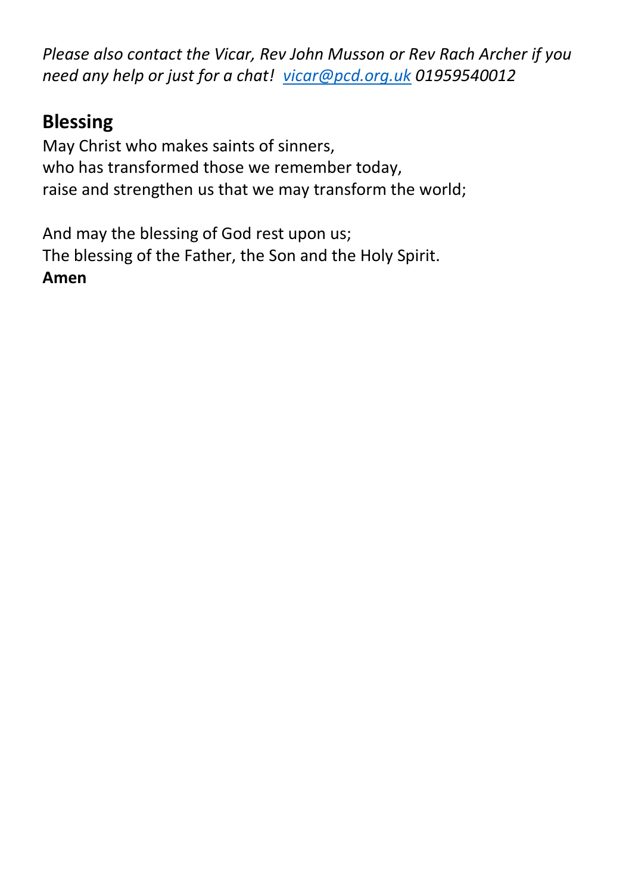*Please also contact the Vicar, Rev John Musson or Rev Rach Archer if you need any help or just for a chat! [vicar@pcd.org.uk](mailto:vicar@pcd.org.uk) 01959540012*

## Blessing

May Christ who makes saints of sinners,
who has transformed those we remember today,
raise and strengthen us that we may transform the world;

And may the blessing of God rest upon us;
The blessing of the Father, the Son and the Holy Spirit.
**Amen**